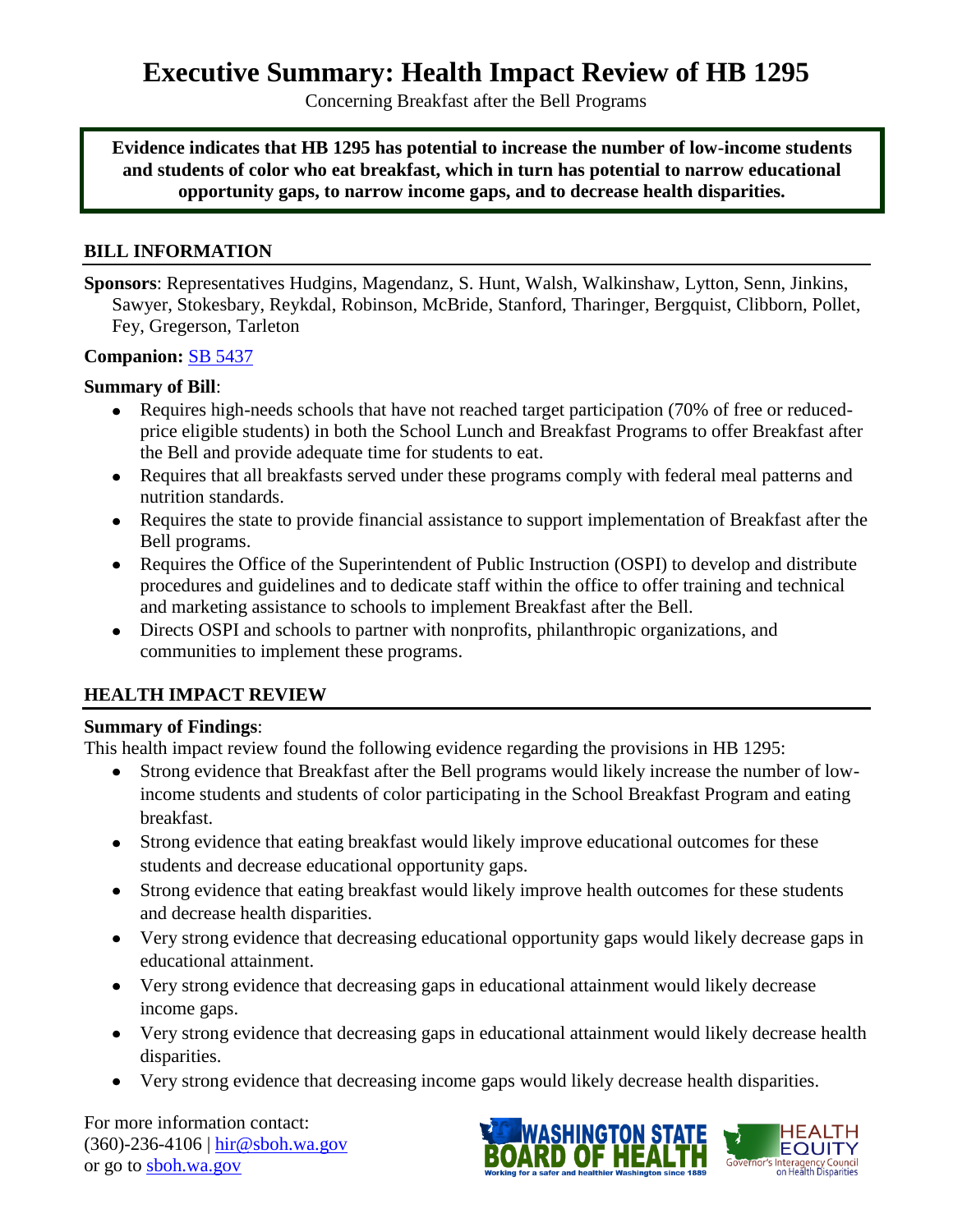# Executive Summary: Health Impact Review of HB 1295

Concerning Breakfast after the Bell Programs

**Evidence indicates that HB 1295 has potential to increase the number of low-income students and students of color who eat breakfast, which in turn has potential to narrow educational opportunity gaps, to narrow income gaps, and to decrease health disparities.**

## BILL INFORMATION

**Sponsors**: Representatives Hudgins, Magendanz, S. Hunt, Walsh, Walkinshaw, Lytton, Senn, Jinkins, Sawyer, Stokesbary, Reykdal, Robinson, McBride, Stanford, Tharinger, Bergquist, Clibborn, Pollet, Fey, Gregerson, Tarleton

**Companion:** SB 5437

**Summary of Bill**:

- Requires high-needs schools that have not reached target participation (70% of free or reduced-price eligible students) in both the School Lunch and Breakfast Programs to offer Breakfast after the Bell and provide adequate time for students to eat.
- Requires that all breakfasts served under these programs comply with federal meal patterns and nutrition standards.
- Requires the state to provide financial assistance to support implementation of Breakfast after the Bell programs.
- Requires the Office of the Superintendent of Public Instruction (OSPI) to develop and distribute procedures and guidelines and to dedicate staff within the office to offer training and technical and marketing assistance to schools to implement Breakfast after the Bell.
- Directs OSPI and schools to partner with nonprofits, philanthropic organizations, and communities to implement these programs.

## HEALTH IMPACT REVIEW

**Summary of Findings**:

This health impact review found the following evidence regarding the provisions in HB 1295:

- Strong evidence that Breakfast after the Bell programs would likely increase the number of low-income students and students of color participating in the School Breakfast Program and eating breakfast.
- Strong evidence that eating breakfast would likely improve educational outcomes for these students and decrease educational opportunity gaps.
- Strong evidence that eating breakfast would likely improve health outcomes for these students and decrease health disparities.
- Very strong evidence that decreasing educational opportunity gaps would likely decrease gaps in educational attainment.
- Very strong evidence that decreasing gaps in educational attainment would likely decrease income gaps.
- Very strong evidence that decreasing gaps in educational attainment would likely decrease health disparities.
- Very strong evidence that decreasing income gaps would likely decrease health disparities.

For more information contact:
(360)-236-4106 | hir@sboh.wa.gov
or go to sboh.wa.gov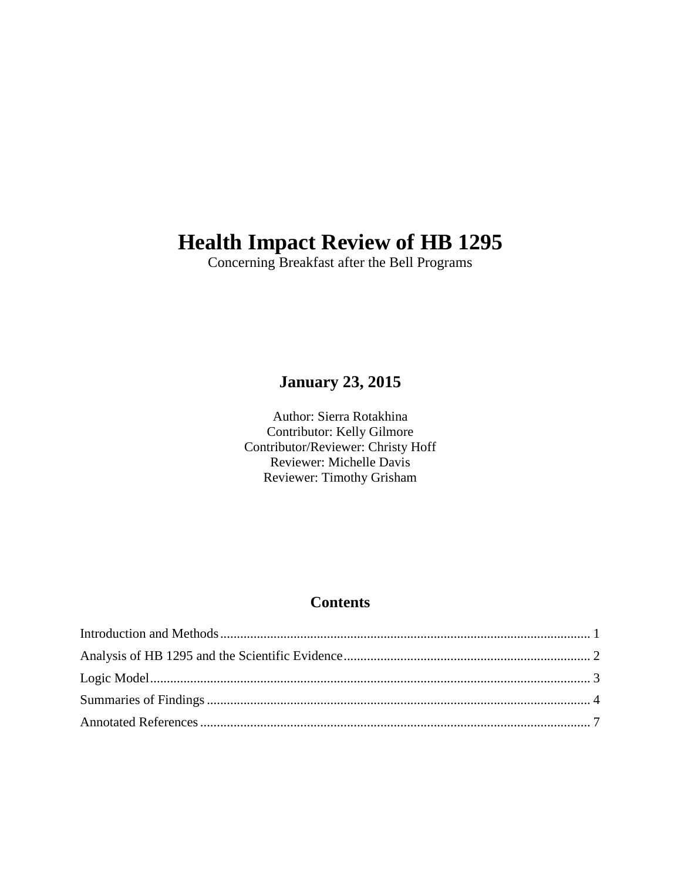# Health Impact Review of HB 1295

Concerning Breakfast after the Bell Programs

**January 23, 2015**

Author: Sierra Rotakhina
Contributor: Kelly Gilmore
Contributor/Reviewer: Christy Hoff
Reviewer: Michelle Davis
Reviewer: Timothy Grisham

## Contents

Introduction and Methods ............................................................................................................. 1
Analysis of HB 1295 and the Scientific Evidence......................................................................... 2
Logic Model.................................................................................................................................... 3
Summaries of Findings .................................................................................................................. 4
Annotated References .................................................................................................................... 7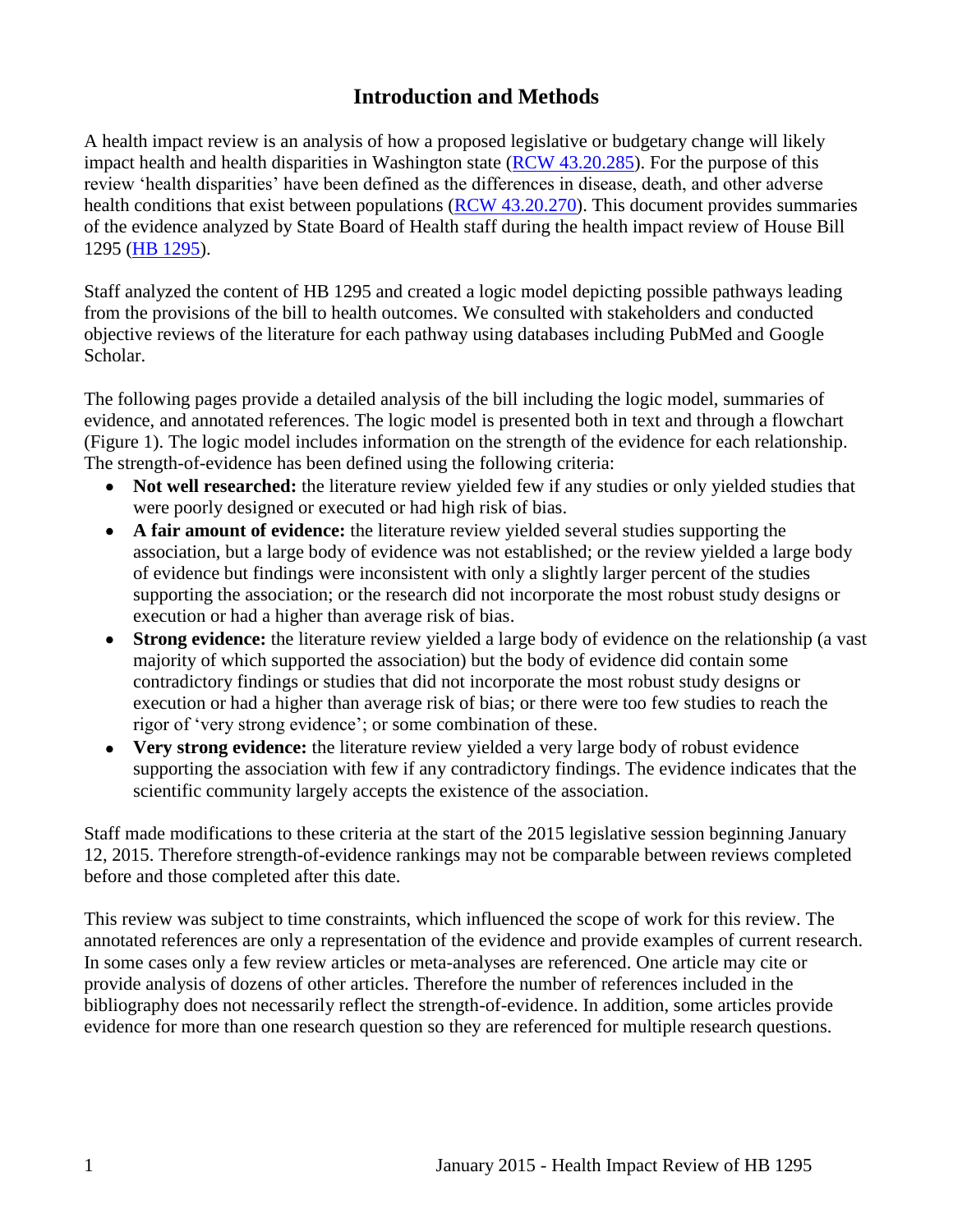# Introduction and Methods

A health impact review is an analysis of how a proposed legislative or budgetary change will likely impact health and health disparities in Washington state ([RCW 43.20.285](RCW 43.20.285)). For the purpose of this review 'health disparities' have been defined as the differences in disease, death, and other adverse health conditions that exist between populations ([RCW 43.20.270](RCW 43.20.270)). This document provides summaries of the evidence analyzed by State Board of Health staff during the health impact review of House Bill 1295 ([HB 1295](HB 1295)).

Staff analyzed the content of HB 1295 and created a logic model depicting possible pathways leading from the provisions of the bill to health outcomes. We consulted with stakeholders and conducted objective reviews of the literature for each pathway using databases including PubMed and Google Scholar.

The following pages provide a detailed analysis of the bill including the logic model, summaries of evidence, and annotated references. The logic model is presented both in text and through a flowchart (Figure 1). The logic model includes information on the strength of the evidence for each relationship. The strength-of-evidence has been defined using the following criteria:

- **Not well researched:** the literature review yielded few if any studies or only yielded studies that were poorly designed or executed or had high risk of bias.
- **A fair amount of evidence:** the literature review yielded several studies supporting the association, but a large body of evidence was not established; or the review yielded a large body of evidence but findings were inconsistent with only a slightly larger percent of the studies supporting the association; or the research did not incorporate the most robust study designs or execution or had a higher than average risk of bias.
- **Strong evidence:** the literature review yielded a large body of evidence on the relationship (a vast majority of which supported the association) but the body of evidence did contain some contradictory findings or studies that did not incorporate the most robust study designs or execution or had a higher than average risk of bias; or there were too few studies to reach the rigor of 'very strong evidence'; or some combination of these.
- **Very strong evidence:** the literature review yielded a very large body of robust evidence supporting the association with few if any contradictory findings. The evidence indicates that the scientific community largely accepts the existence of the association.

Staff made modifications to these criteria at the start of the 2015 legislative session beginning January 12, 2015. Therefore strength-of-evidence rankings may not be comparable between reviews completed before and those completed after this date.

This review was subject to time constraints, which influenced the scope of work for this review. The annotated references are only a representation of the evidence and provide examples of current research. In some cases only a few review articles or meta-analyses are referenced. One article may cite or provide analysis of dozens of other articles. Therefore the number of references included in the bibliography does not necessarily reflect the strength-of-evidence. In addition, some articles provide evidence for more than one research question so they are referenced for multiple research questions.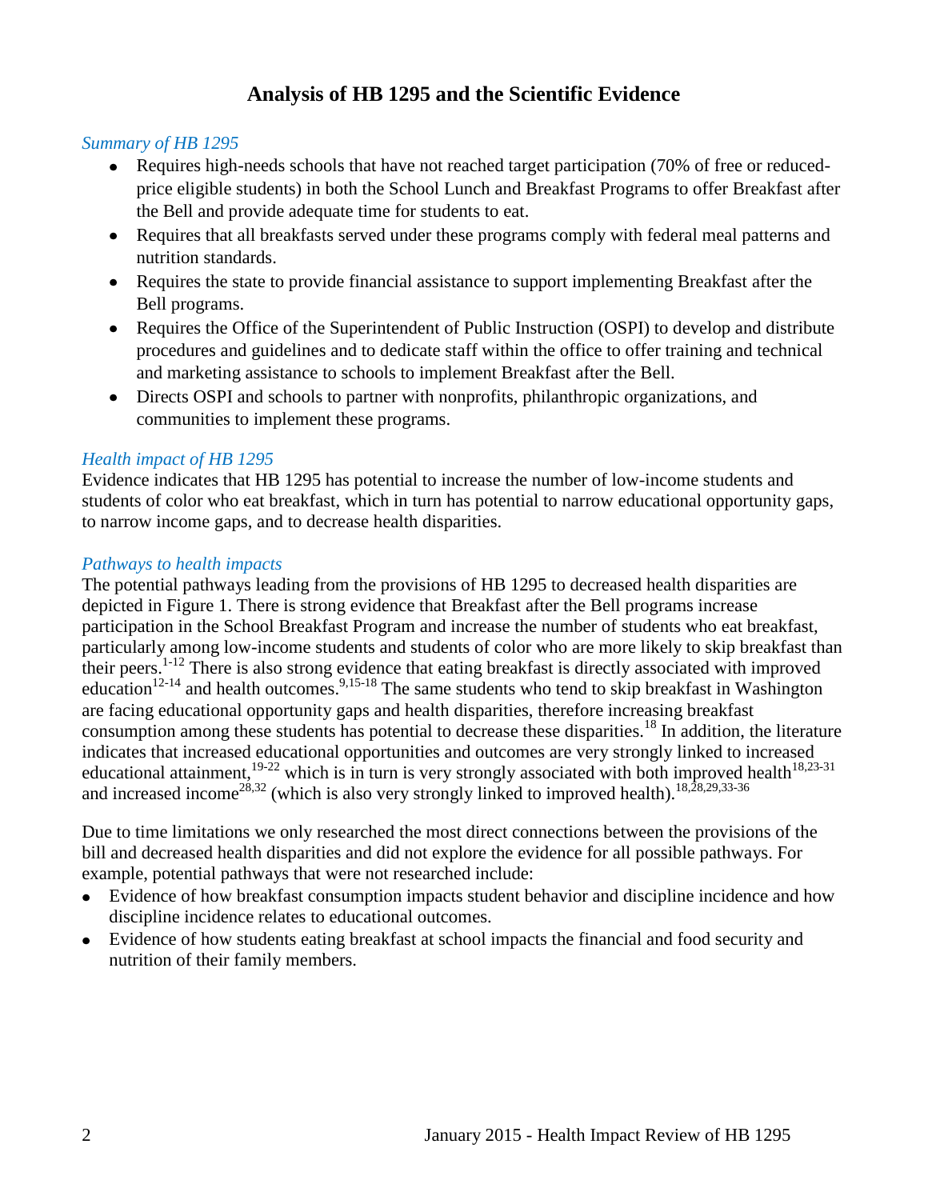# Analysis of HB 1295 and the Scientific Evidence

*Summary of HB 1295*

- Requires high-needs schools that have not reached target participation (70% of free or reduced-price eligible students) in both the School Lunch and Breakfast Programs to offer Breakfast after the Bell and provide adequate time for students to eat.
- Requires that all breakfasts served under these programs comply with federal meal patterns and nutrition standards.
- Requires the state to provide financial assistance to support implementing Breakfast after the Bell programs.
- Requires the Office of the Superintendent of Public Instruction (OSPI) to develop and distribute procedures and guidelines and to dedicate staff within the office to offer training and technical and marketing assistance to schools to implement Breakfast after the Bell.
- Directs OSPI and schools to partner with nonprofits, philanthropic organizations, and communities to implement these programs.

*Health impact of HB 1295*

Evidence indicates that HB 1295 has potential to increase the number of low-income students and students of color who eat breakfast, which in turn has potential to narrow educational opportunity gaps, to narrow income gaps, and to decrease health disparities.

*Pathways to health impacts*

The potential pathways leading from the provisions of HB 1295 to decreased health disparities are depicted in Figure 1. There is strong evidence that Breakfast after the Bell programs increase participation in the School Breakfast Program and increase the number of students who eat breakfast, particularly among low-income students and students of color who are more likely to skip breakfast than their peers.[1-12] There is also strong evidence that eating breakfast is directly associated with improved education[12-14] and health outcomes.[9,15-18] The same students who tend to skip breakfast in Washington are facing educational opportunity gaps and health disparities, therefore increasing breakfast consumption among these students has potential to decrease these disparities.[18] In addition, the literature indicates that increased educational opportunities and outcomes are very strongly linked to increased educational attainment,[19-22] which is in turn is very strongly associated with both improved health[18,23-31] and increased income[28,32] (which is also very strongly linked to improved health).[18,28,29,33-36]

Due to time limitations we only researched the most direct connections between the provisions of the bill and decreased health disparities and did not explore the evidence for all possible pathways. For example, potential pathways that were not researched include:

- Evidence of how breakfast consumption impacts student behavior and discipline incidence and how discipline incidence relates to educational outcomes.
- Evidence of how students eating breakfast at school impacts the financial and food security and nutrition of their family members.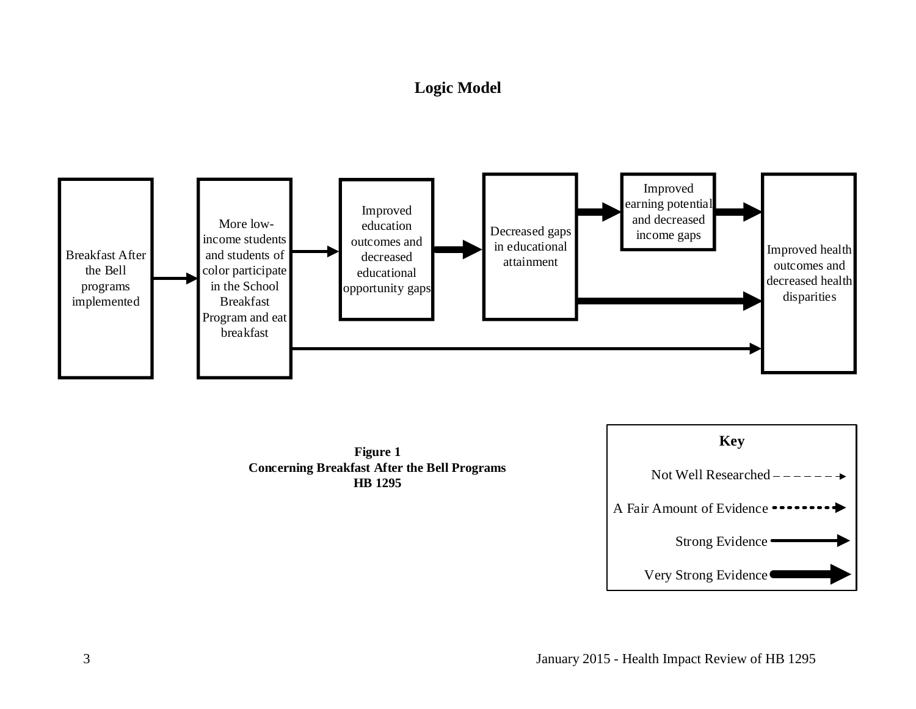# Logic Model

Breakfast After the Bell programs implemented

More low-income students and students of color participate in the School Breakfast Program and eat breakfast

Improved education outcomes and decreased educational opportunity gaps

Decreased gaps in educational attainment

Improved earning potential and decreased income gaps

Improved health outcomes and decreased health disparities

**Key**

Not Well Researched

A Fair Amount of Evidence

Strong Evidence

Very Strong Evidence

**Figure 1**
**Concerning Breakfast After the Bell Programs**
**HB 1295**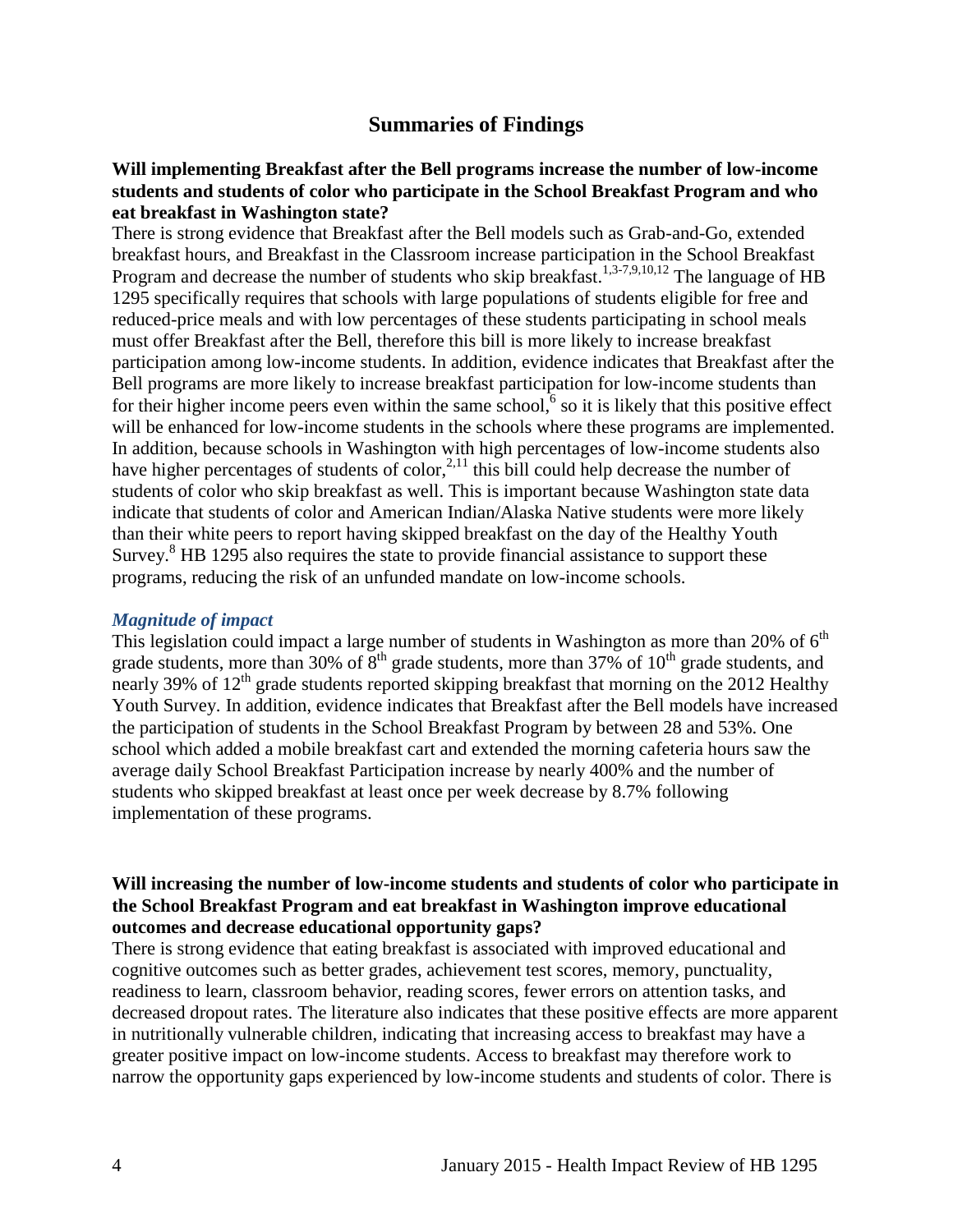## Summaries of Findings

**Will implementing Breakfast after the Bell programs increase the number of low-income students and students of color who participate in the School Breakfast Program and who eat breakfast in Washington state?**

There is strong evidence that Breakfast after the Bell models such as Grab-and-Go, extended breakfast hours, and Breakfast in the Classroom increase participation in the School Breakfast Program and decrease the number of students who skip breakfast.[1,3-7,9,10,12] The language of HB 1295 specifically requires that schools with large populations of students eligible for free and reduced-price meals and with low percentages of these students participating in school meals must offer Breakfast after the Bell, therefore this bill is more likely to increase breakfast participation among low-income students. In addition, evidence indicates that Breakfast after the Bell programs are more likely to increase breakfast participation for low-income students than for their higher income peers even within the same school,[6] so it is likely that this positive effect will be enhanced for low-income students in the schools where these programs are implemented. In addition, because schools in Washington with high percentages of low-income students also have higher percentages of students of color,[2,11] this bill could help decrease the number of students of color who skip breakfast as well. This is important because Washington state data indicate that students of color and American Indian/Alaska Native students were more likely than their white peers to report having skipped breakfast on the day of the Healthy Youth Survey.[8] HB 1295 also requires the state to provide financial assistance to support these programs, reducing the risk of an unfunded mandate on low-income schools.

### *Magnitude of impact*

This legislation could impact a large number of students in Washington as more than 20% of 6th grade students, more than 30% of 8th grade students, more than 37% of 10th grade students, and nearly 39% of 12th grade students reported skipping breakfast that morning on the 2012 Healthy Youth Survey. In addition, evidence indicates that Breakfast after the Bell models have increased the participation of students in the School Breakfast Program by between 28 and 53%. One school which added a mobile breakfast cart and extended the morning cafeteria hours saw the average daily School Breakfast Participation increase by nearly 400% and the number of students who skipped breakfast at least once per week decrease by 8.7% following implementation of these programs.

**Will increasing the number of low-income students and students of color who participate in the School Breakfast Program and eat breakfast in Washington improve educational outcomes and decrease educational opportunity gaps?**

There is strong evidence that eating breakfast is associated with improved educational and cognitive outcomes such as better grades, achievement test scores, memory, punctuality, readiness to learn, classroom behavior, reading scores, fewer errors on attention tasks, and decreased dropout rates. The literature also indicates that these positive effects are more apparent in nutritionally vulnerable children, indicating that increasing access to breakfast may have a greater positive impact on low-income students. Access to breakfast may therefore work to narrow the opportunity gaps experienced by low-income students and students of color. There is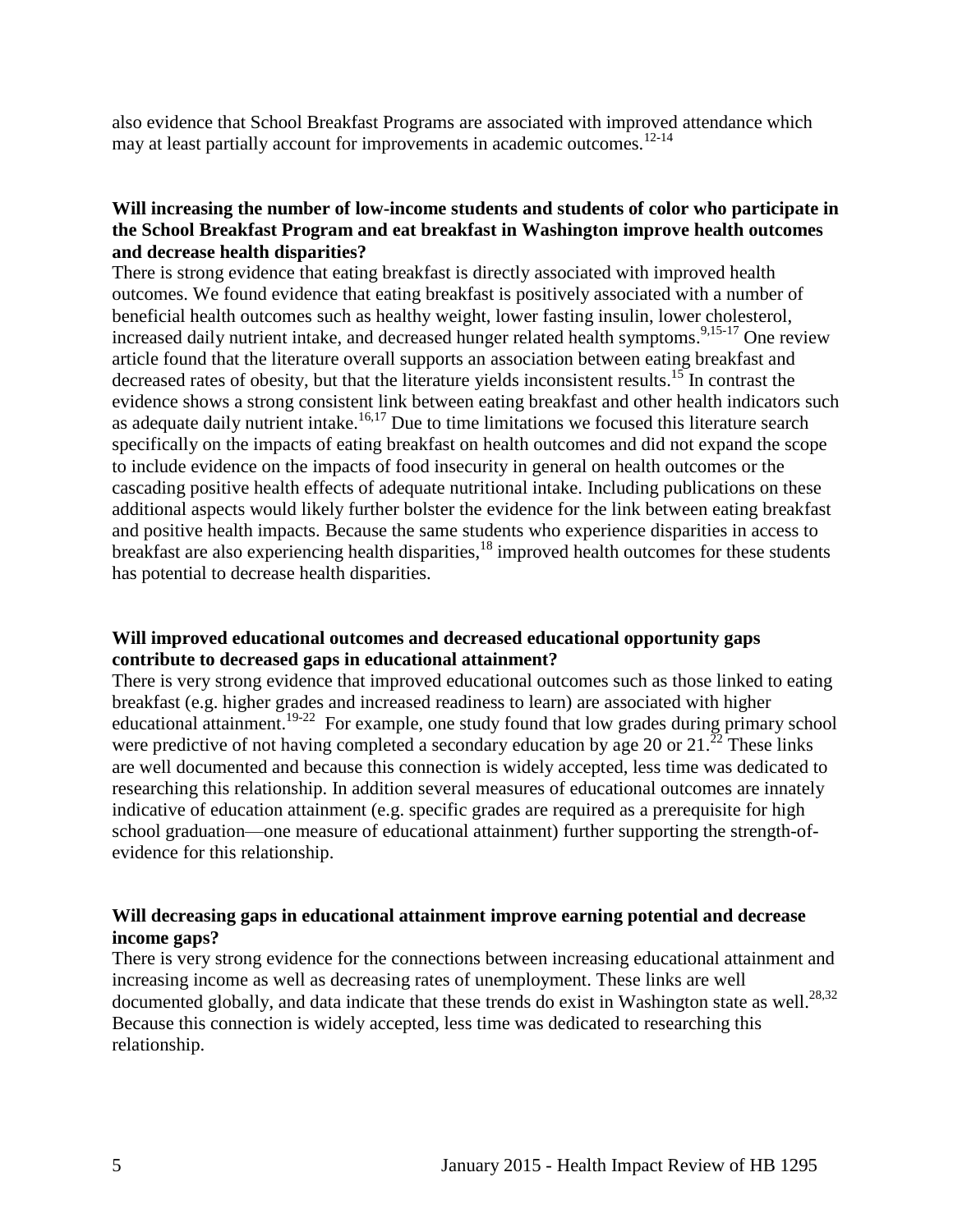also evidence that School Breakfast Programs are associated with improved attendance which may at least partially account for improvements in academic outcomes.[12-14]

**Will increasing the number of low-income students and students of color who participate in the School Breakfast Program and eat breakfast in Washington improve health outcomes and decrease health disparities?**

There is strong evidence that eating breakfast is directly associated with improved health outcomes. We found evidence that eating breakfast is positively associated with a number of beneficial health outcomes such as healthy weight, lower fasting insulin, lower cholesterol, increased daily nutrient intake, and decreased hunger related health symptoms.[9,15-17] One review article found that the literature overall supports an association between eating breakfast and decreased rates of obesity, but that the literature yields inconsistent results.[15] In contrast the evidence shows a strong consistent link between eating breakfast and other health indicators such as adequate daily nutrient intake.[16,17] Due to time limitations we focused this literature search specifically on the impacts of eating breakfast on health outcomes and did not expand the scope to include evidence on the impacts of food insecurity in general on health outcomes or the cascading positive health effects of adequate nutritional intake. Including publications on these additional aspects would likely further bolster the evidence for the link between eating breakfast and positive health impacts. Because the same students who experience disparities in access to breakfast are also experiencing health disparities,[18] improved health outcomes for these students has potential to decrease health disparities.

**Will improved educational outcomes and decreased educational opportunity gaps contribute to decreased gaps in educational attainment?**

There is very strong evidence that improved educational outcomes such as those linked to eating breakfast (e.g. higher grades and increased readiness to learn) are associated with higher educational attainment.[19-22] For example, one study found that low grades during primary school were predictive of not having completed a secondary education by age 20 or 21.[22] These links are well documented and because this connection is widely accepted, less time was dedicated to researching this relationship. In addition several measures of educational outcomes are innately indicative of education attainment (e.g. specific grades are required as a prerequisite for high school graduation—one measure of educational attainment) further supporting the strength-of-evidence for this relationship.

**Will decreasing gaps in educational attainment improve earning potential and decrease income gaps?**

There is very strong evidence for the connections between increasing educational attainment and increasing income as well as decreasing rates of unemployment. These links are well documented globally, and data indicate that these trends do exist in Washington state as well.[28,32] Because this connection is widely accepted, less time was dedicated to researching this relationship.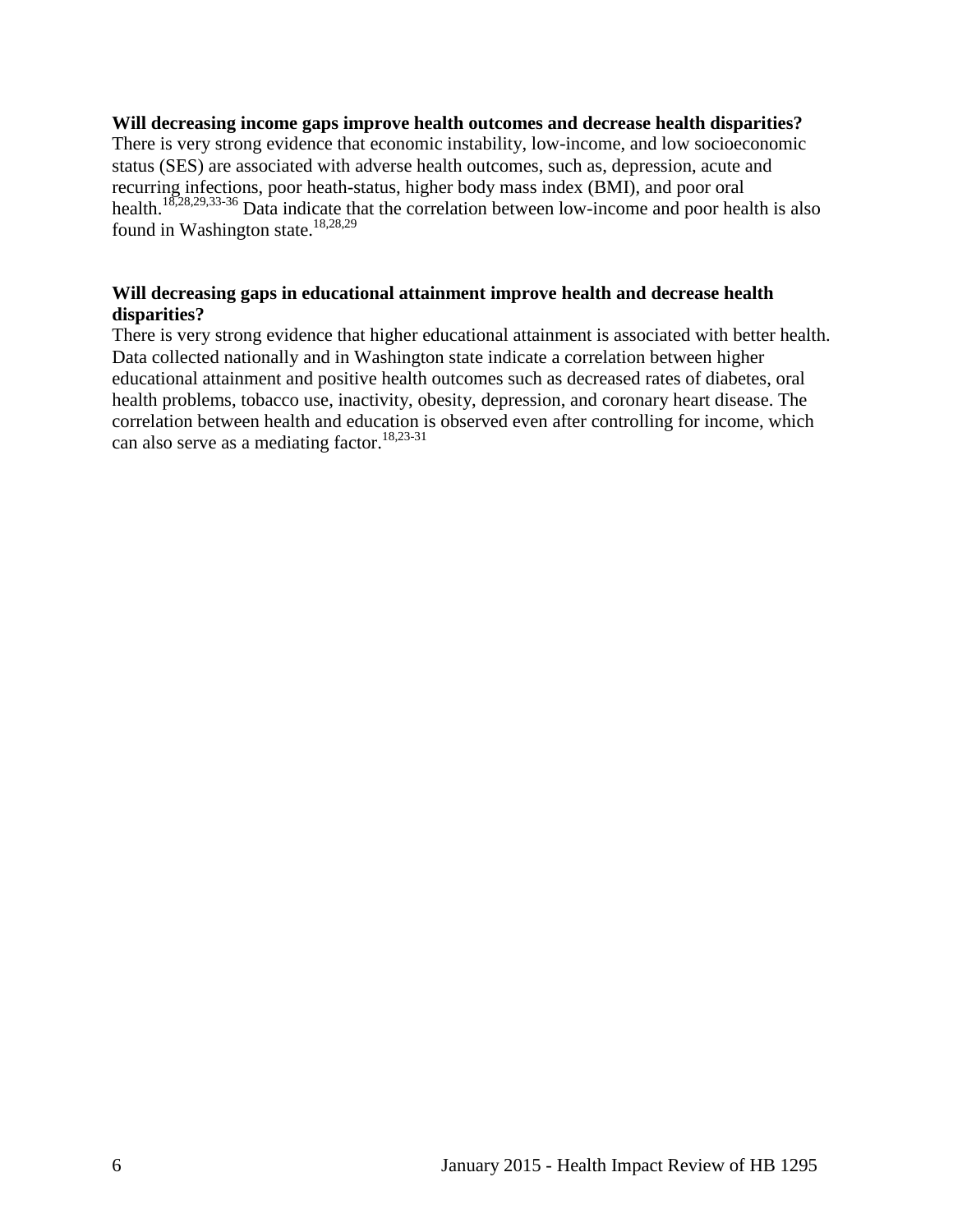**Will decreasing income gaps improve health outcomes and decrease health disparities?**
There is very strong evidence that economic instability, low-income, and low socioeconomic status (SES) are associated with adverse health outcomes, such as, depression, acute and recurring infections, poor heath-status, higher body mass index (BMI), and poor oral health.[18,28,29,33-36] Data indicate that the correlation between low-income and poor health is also found in Washington state.[18,28,29]

**Will decreasing gaps in educational attainment improve health and decrease health disparities?**
There is very strong evidence that higher educational attainment is associated with better health. Data collected nationally and in Washington state indicate a correlation between higher educational attainment and positive health outcomes such as decreased rates of diabetes, oral health problems, tobacco use, inactivity, obesity, depression, and coronary heart disease. The correlation between health and education is observed even after controlling for income, which can also serve as a mediating factor.[18,23-31]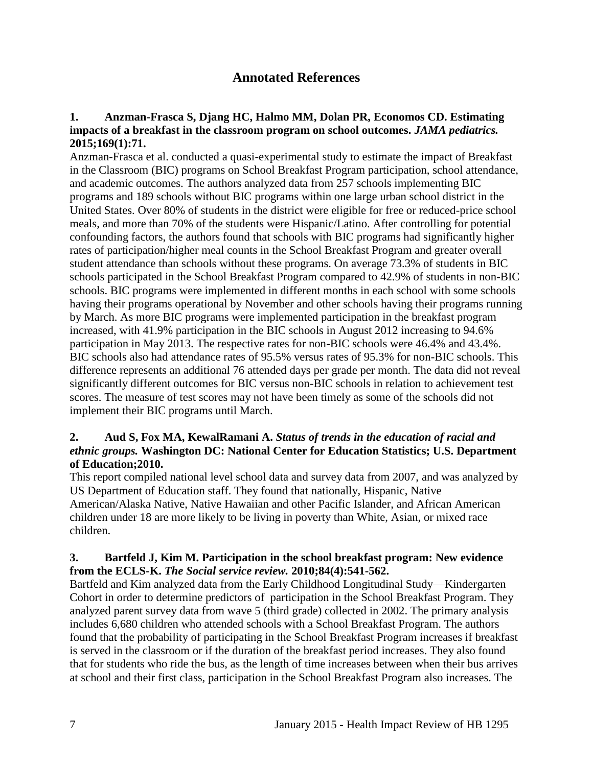## Annotated References

**1. Anzman-Frasca S, Djang HC, Halmo MM, Dolan PR, Economos CD. Estimating impacts of a breakfast in the classroom program on school outcomes.** ***JAMA pediatrics.*** **2015;169(1):71.**

Anzman-Frasca et al. conducted a quasi-experimental study to estimate the impact of Breakfast in the Classroom (BIC) programs on School Breakfast Program participation, school attendance, and academic outcomes. The authors analyzed data from 257 schools implementing BIC programs and 189 schools without BIC programs within one large urban school district in the United States. Over 80% of students in the district were eligible for free or reduced-price school meals, and more than 70% of the students were Hispanic/Latino. After controlling for potential confounding factors, the authors found that schools with BIC programs had significantly higher rates of participation/higher meal counts in the School Breakfast Program and greater overall student attendance than schools without these programs. On average 73.3% of students in BIC schools participated in the School Breakfast Program compared to 42.9% of students in non-BIC schools. BIC programs were implemented in different months in each school with some schools having their programs operational by November and other schools having their programs running by March. As more BIC programs were implemented participation in the breakfast program increased, with 41.9% participation in the BIC schools in August 2012 increasing to 94.6% participation in May 2013. The respective rates for non-BIC schools were 46.4% and 43.4%. BIC schools also had attendance rates of 95.5% versus rates of 95.3% for non-BIC schools. This difference represents an additional 76 attended days per grade per month. The data did not reveal significantly different outcomes for BIC versus non-BIC schools in relation to achievement test scores. The measure of test scores may not have been timely as some of the schools did not implement their BIC programs until March.

**2. Aud S, Fox MA, KewalRamani A.** ***Status of trends in the education of racial and ethnic groups.*** **Washington DC: National Center for Education Statistics; U.S. Department of Education;2010.**

This report compiled national level school data and survey data from 2007, and was analyzed by US Department of Education staff. They found that nationally, Hispanic, Native American/Alaska Native, Native Hawaiian and other Pacific Islander, and African American children under 18 are more likely to be living in poverty than White, Asian, or mixed race children.

**3. Bartfeld J, Kim M. Participation in the school breakfast program: New evidence from the ECLS-K.** ***The Social service review.*** **2010;84(4):541-562.**

Bartfeld and Kim analyzed data from the Early Childhood Longitudinal Study—Kindergarten Cohort in order to determine predictors of participation in the School Breakfast Program. They analyzed parent survey data from wave 5 (third grade) collected in 2002. The primary analysis includes 6,680 children who attended schools with a School Breakfast Program. The authors found that the probability of participating in the School Breakfast Program increases if breakfast is served in the classroom or if the duration of the breakfast period increases. They also found that for students who ride the bus, as the length of time increases between when their bus arrives at school and their first class, participation in the School Breakfast Program also increases. The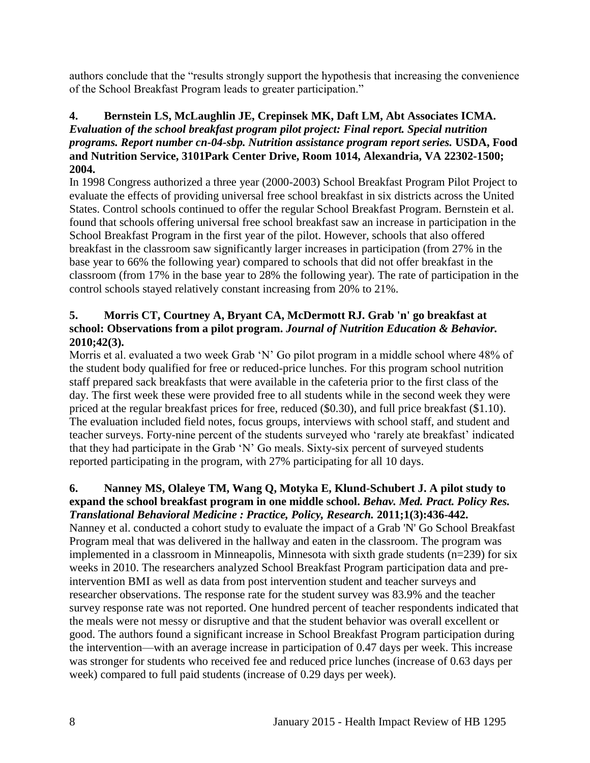authors conclude that the "results strongly support the hypothesis that increasing the convenience of the School Breakfast Program leads to greater participation."

**4. Bernstein LS, McLaughlin JE, Crepinsek MK, Daft LM, Abt Associates ICMA.** ***Evaluation of the school breakfast program pilot project: Final report. Special nutrition programs. Report number cn-04-sbp. Nutrition assistance program report series.*** **USDA, Food and Nutrition Service, 3101Park Center Drive, Room 1014, Alexandria, VA 22302-1500; 2004.**

In 1998 Congress authorized a three year (2000-2003) School Breakfast Program Pilot Project to evaluate the effects of providing universal free school breakfast in six districts across the United States. Control schools continued to offer the regular School Breakfast Program. Bernstein et al. found that schools offering universal free school breakfast saw an increase in participation in the School Breakfast Program in the first year of the pilot. However, schools that also offered breakfast in the classroom saw significantly larger increases in participation (from 27% in the base year to 66% the following year) compared to schools that did not offer breakfast in the classroom (from 17% in the base year to 28% the following year). The rate of participation in the control schools stayed relatively constant increasing from 20% to 21%.

**5. Morris CT, Courtney A, Bryant CA, McDermott RJ. Grab 'n' go breakfast at school: Observations from a pilot program.** ***Journal of Nutrition Education & Behavior.*** **2010;42(3).**

Morris et al. evaluated a two week Grab 'N' Go pilot program in a middle school where 48% of the student body qualified for free or reduced-price lunches. For this program school nutrition staff prepared sack breakfasts that were available in the cafeteria prior to the first class of the day. The first week these were provided free to all students while in the second week they were priced at the regular breakfast prices for free, reduced ($0.30), and full price breakfast ($1.10). The evaluation included field notes, focus groups, interviews with school staff, and student and teacher surveys. Forty-nine percent of the students surveyed who 'rarely ate breakfast' indicated that they had participate in the Grab 'N' Go meals. Sixty-six percent of surveyed students reported participating in the program, with 27% participating for all 10 days.

**6. Nanney MS, Olaleye TM, Wang Q, Motyka E, Klund-Schubert J. A pilot study to expand the school breakfast program in one middle school.** ***Behav. Med. Pract. Policy Res. Translational Behavioral Medicine : Practice, Policy, Research.*** **2011;1(3):436-442.**

Nanney et al. conducted a cohort study to evaluate the impact of a Grab 'N' Go School Breakfast Program meal that was delivered in the hallway and eaten in the classroom. The program was implemented in a classroom in Minneapolis, Minnesota with sixth grade students (n=239) for six weeks in 2010. The researchers analyzed School Breakfast Program participation data and pre-intervention BMI as well as data from post intervention student and teacher surveys and researcher observations. The response rate for the student survey was 83.9% and the teacher survey response rate was not reported. One hundred percent of teacher respondents indicated that the meals were not messy or disruptive and that the student behavior was overall excellent or good. The authors found a significant increase in School Breakfast Program participation during the intervention—with an average increase in participation of 0.47 days per week. This increase was stronger for students who received fee and reduced price lunches (increase of 0.63 days per week) compared to full paid students (increase of 0.29 days per week).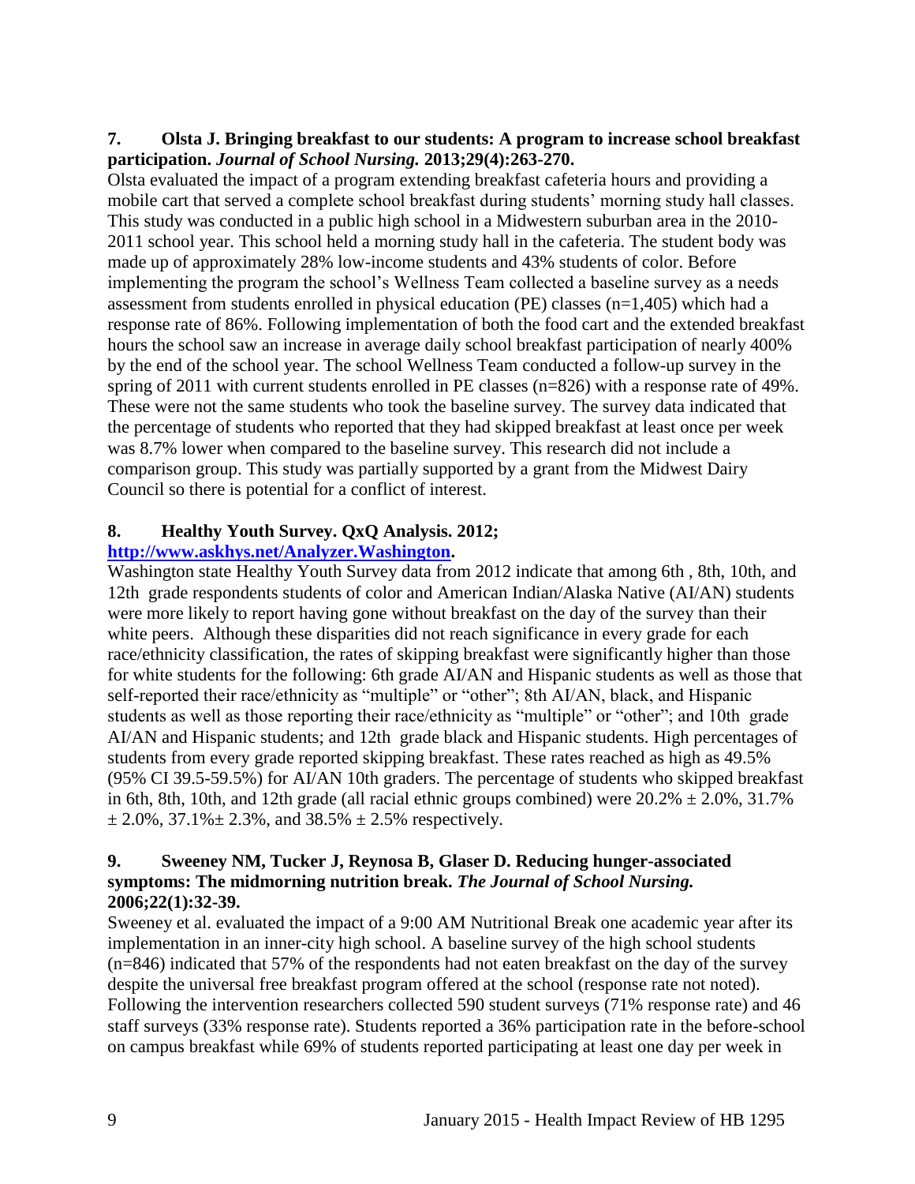**7. Olsta J. Bringing breakfast to our students: A program to increase school breakfast participation.** ***Journal of School Nursing.*** **2013;29(4):263-270.**

Olsta evaluated the impact of a program extending breakfast cafeteria hours and providing a mobile cart that served a complete school breakfast during students' morning study hall classes. This study was conducted in a public high school in a Midwestern suburban area in the 2010-2011 school year. This school held a morning study hall in the cafeteria. The student body was made up of approximately 28% low-income students and 43% students of color. Before implementing the program the school's Wellness Team collected a baseline survey as a needs assessment from students enrolled in physical education (PE) classes (n=1,405) which had a response rate of 86%. Following implementation of both the food cart and the extended breakfast hours the school saw an increase in average daily school breakfast participation of nearly 400% by the end of the school year. The school Wellness Team conducted a follow-up survey in the spring of 2011 with current students enrolled in PE classes (n=826) with a response rate of 49%. These were not the same students who took the baseline survey. The survey data indicated that the percentage of students who reported that they had skipped breakfast at least once per week was 8.7% lower when compared to the baseline survey. This research did not include a comparison group. This study was partially supported by a grant from the Midwest Dairy Council so there is potential for a conflict of interest.

**8. Healthy Youth Survey. QxQ Analysis. 2012; [http://www.askhys.net/Analyzer.Washington](http://www.askhys.net/Analyzer.Washington).**

Washington state Healthy Youth Survey data from 2012 indicate that among 6th , 8th, 10th, and 12th grade respondents students of color and American Indian/Alaska Native (AI/AN) students were more likely to report having gone without breakfast on the day of the survey than their white peers. Although these disparities did not reach significance in every grade for each race/ethnicity classification, the rates of skipping breakfast were significantly higher than those for white students for the following: 6th grade AI/AN and Hispanic students as well as those that self-reported their race/ethnicity as "multiple" or "other"; 8th AI/AN, black, and Hispanic students as well as those reporting their race/ethnicity as "multiple" or "other"; and 10th grade AI/AN and Hispanic students; and 12th grade black and Hispanic students. High percentages of students from every grade reported skipping breakfast. These rates reached as high as 49.5% (95% CI 39.5-59.5%) for AI/AN 10th graders. The percentage of students who skipped breakfast in 6th, 8th, 10th, and 12th grade (all racial ethnic groups combined) were 20.2% $\pm$ 2.0%, 31.7% $\pm$ 2.0%, 37.1%$\pm$ 2.3%, and 38.5% $\pm$ 2.5% respectively.

**9. Sweeney NM, Tucker J, Reynosa B, Glaser D. Reducing hunger-associated symptoms: The midmorning nutrition break.** ***The Journal of School Nursing.*** **2006;22(1):32-39.**

Sweeney et al. evaluated the impact of a 9:00 AM Nutritional Break one academic year after its implementation in an inner-city high school. A baseline survey of the high school students (n=846) indicated that 57% of the respondents had not eaten breakfast on the day of the survey despite the universal free breakfast program offered at the school (response rate not noted). Following the intervention researchers collected 590 student surveys (71% response rate) and 46 staff surveys (33% response rate). Students reported a 36% participation rate in the before-school on campus breakfast while 69% of students reported participating at least one day per week in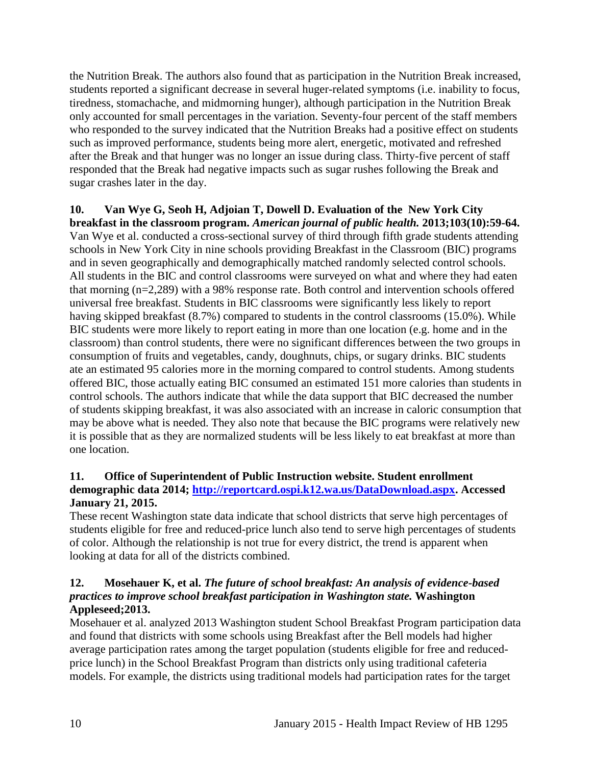the Nutrition Break. The authors also found that as participation in the Nutrition Break increased, students reported a significant decrease in several huger-related symptoms (i.e. inability to focus, tiredness, stomachache, and midmorning hunger), although participation in the Nutrition Break only accounted for small percentages in the variation. Seventy-four percent of the staff members who responded to the survey indicated that the Nutrition Breaks had a positive effect on students such as improved performance, students being more alert, energetic, motivated and refreshed after the Break and that hunger was no longer an issue during class. Thirty-five percent of staff responded that the Break had negative impacts such as sugar rushes following the Break and sugar crashes later in the day.

**10. Van Wye G, Seoh H, Adjoian T, Dowell D. Evaluation of the New York City breakfast in the classroom program.** ***American journal of public health.*** **2013;103(10):59-64.**

Van Wye et al. conducted a cross-sectional survey of third through fifth grade students attending schools in New York City in nine schools providing Breakfast in the Classroom (BIC) programs and in seven geographically and demographically matched randomly selected control schools. All students in the BIC and control classrooms were surveyed on what and where they had eaten that morning (n=2,289) with a 98% response rate. Both control and intervention schools offered universal free breakfast. Students in BIC classrooms were significantly less likely to report having skipped breakfast (8.7%) compared to students in the control classrooms (15.0%). While BIC students were more likely to report eating in more than one location (e.g. home and in the classroom) than control students, there were no significant differences between the two groups in consumption of fruits and vegetables, candy, doughnuts, chips, or sugary drinks. BIC students ate an estimated 95 calories more in the morning compared to control students. Among students offered BIC, those actually eating BIC consumed an estimated 151 more calories than students in control schools. The authors indicate that while the data support that BIC decreased the number of students skipping breakfast, it was also associated with an increase in caloric consumption that may be above what is needed. They also note that because the BIC programs were relatively new it is possible that as they are normalized students will be less likely to eat breakfast at more than one location.

**11. Office of Superintendent of Public Instruction website. Student enrollment demographic data 2014; [http://reportcard.ospi.k12.wa.us/DataDownload.aspx](http://reportcard.ospi.k12.wa.us/DataDownload.aspx). Accessed January 21, 2015.**

These recent Washington state data indicate that school districts that serve high percentages of students eligible for free and reduced-price lunch also tend to serve high percentages of students of color. Although the relationship is not true for every district, the trend is apparent when looking at data for all of the districts combined.

**12. Mosehauer K, et al.** ***The future of school breakfast: An analysis of evidence-based practices to improve school breakfast participation in Washington state.*** **Washington Appleseed;2013.**

Mosehauer et al. analyzed 2013 Washington student School Breakfast Program participation data and found that districts with some schools using Breakfast after the Bell models had higher average participation rates among the target population (students eligible for free and reduced-price lunch) in the School Breakfast Program than districts only using traditional cafeteria models. For example, the districts using traditional models had participation rates for the target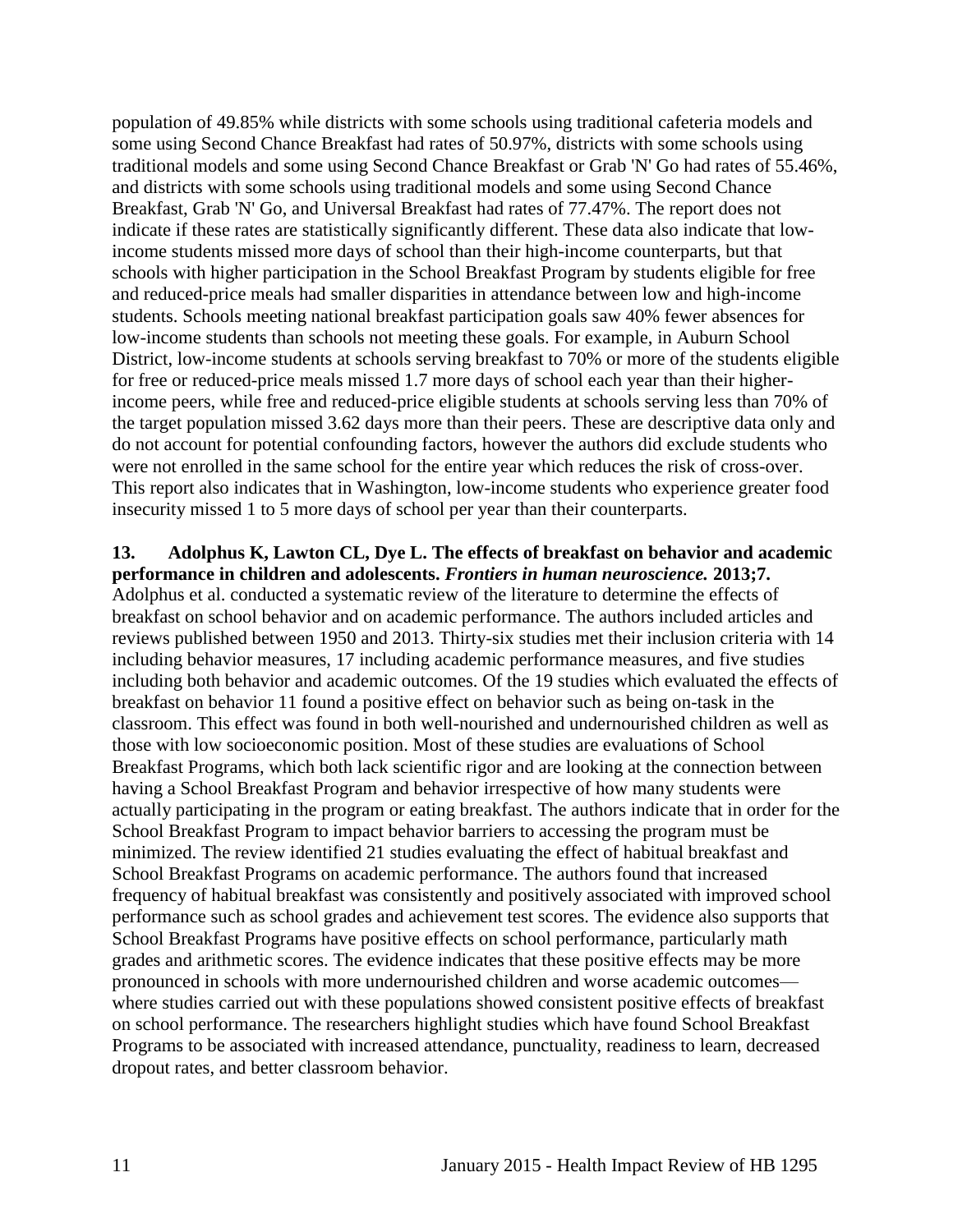population of 49.85% while districts with some schools using traditional cafeteria models and some using Second Chance Breakfast had rates of 50.97%, districts with some schools using traditional models and some using Second Chance Breakfast or Grab 'N' Go had rates of 55.46%, and districts with some schools using traditional models and some using Second Chance Breakfast, Grab 'N' Go, and Universal Breakfast had rates of 77.47%. The report does not indicate if these rates are statistically significantly different. These data also indicate that low-income students missed more days of school than their high-income counterparts, but that schools with higher participation in the School Breakfast Program by students eligible for free and reduced-price meals had smaller disparities in attendance between low and high-income students. Schools meeting national breakfast participation goals saw 40% fewer absences for low-income students than schools not meeting these goals. For example, in Auburn School District, low-income students at schools serving breakfast to 70% or more of the students eligible for free or reduced-price meals missed 1.7 more days of school each year than their higher-income peers, while free and reduced-price eligible students at schools serving less than 70% of the target population missed 3.62 days more than their peers. These are descriptive data only and do not account for potential confounding factors, however the authors did exclude students who were not enrolled in the same school for the entire year which reduces the risk of cross-over. This report also indicates that in Washington, low-income students who experience greater food insecurity missed 1 to 5 more days of school per year than their counterparts.

**13. Adolphus K, Lawton CL, Dye L. The effects of breakfast on behavior and academic performance in children and adolescents. *Frontiers in human neuroscience.* 2013;7.**

Adolphus et al. conducted a systematic review of the literature to determine the effects of breakfast on school behavior and on academic performance. The authors included articles and reviews published between 1950 and 2013. Thirty-six studies met their inclusion criteria with 14 including behavior measures, 17 including academic performance measures, and five studies including both behavior and academic outcomes. Of the 19 studies which evaluated the effects of breakfast on behavior 11 found a positive effect on behavior such as being on-task in the classroom. This effect was found in both well-nourished and undernourished children as well as those with low socioeconomic position. Most of these studies are evaluations of School Breakfast Programs, which both lack scientific rigor and are looking at the connection between having a School Breakfast Program and behavior irrespective of how many students were actually participating in the program or eating breakfast. The authors indicate that in order for the School Breakfast Program to impact behavior barriers to accessing the program must be minimized. The review identified 21 studies evaluating the effect of habitual breakfast and School Breakfast Programs on academic performance. The authors found that increased frequency of habitual breakfast was consistently and positively associated with improved school performance such as school grades and achievement test scores. The evidence also supports that School Breakfast Programs have positive effects on school performance, particularly math grades and arithmetic scores. The evidence indicates that these positive effects may be more pronounced in schools with more undernourished children and worse academic outcomes—where studies carried out with these populations showed consistent positive effects of breakfast on school performance. The researchers highlight studies which have found School Breakfast Programs to be associated with increased attendance, punctuality, readiness to learn, decreased dropout rates, and better classroom behavior.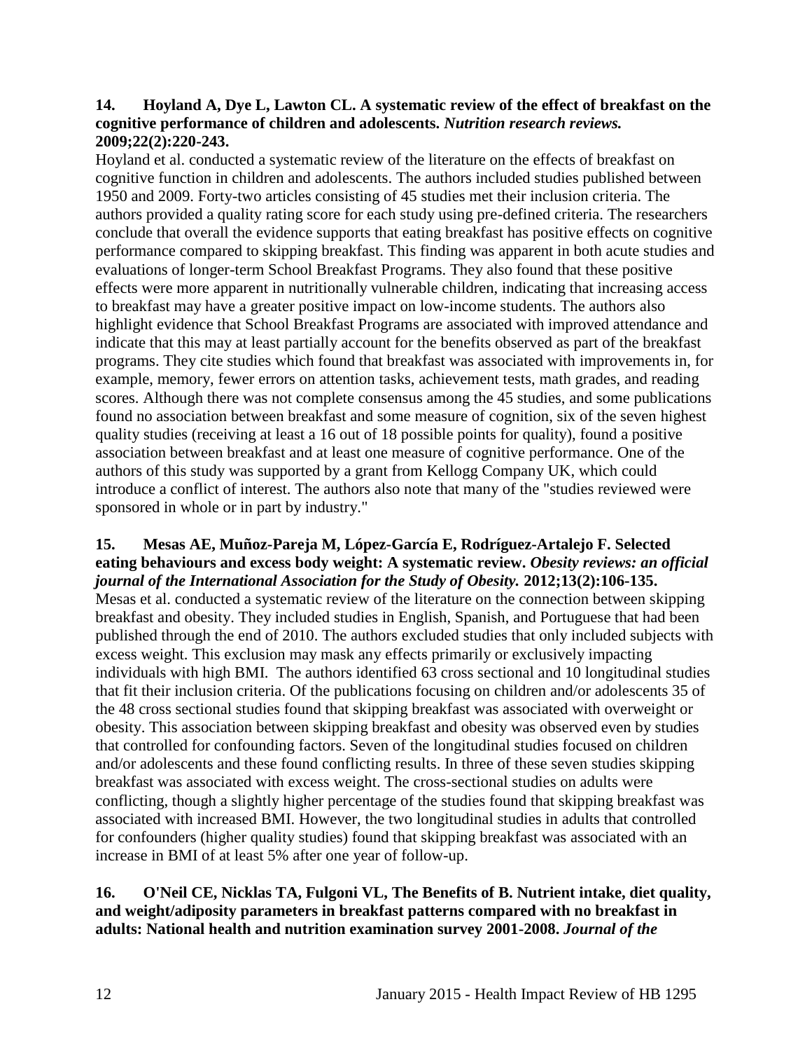**14. Hoyland A, Dye L, Lawton CL. A systematic review of the effect of breakfast on the cognitive performance of children and adolescents. *Nutrition research reviews.* 2009;22(2):220-243.**

Hoyland et al. conducted a systematic review of the literature on the effects of breakfast on cognitive function in children and adolescents. The authors included studies published between 1950 and 2009. Forty-two articles consisting of 45 studies met their inclusion criteria. The authors provided a quality rating score for each study using pre-defined criteria. The researchers conclude that overall the evidence supports that eating breakfast has positive effects on cognitive performance compared to skipping breakfast. This finding was apparent in both acute studies and evaluations of longer-term School Breakfast Programs. They also found that these positive effects were more apparent in nutritionally vulnerable children, indicating that increasing access to breakfast may have a greater positive impact on low-income students. The authors also highlight evidence that School Breakfast Programs are associated with improved attendance and indicate that this may at least partially account for the benefits observed as part of the breakfast programs. They cite studies which found that breakfast was associated with improvements in, for example, memory, fewer errors on attention tasks, achievement tests, math grades, and reading scores. Although there was not complete consensus among the 45 studies, and some publications found no association between breakfast and some measure of cognition, six of the seven highest quality studies (receiving at least a 16 out of 18 possible points for quality), found a positive association between breakfast and at least one measure of cognitive performance. One of the authors of this study was supported by a grant from Kellogg Company UK, which could introduce a conflict of interest. The authors also note that many of the "studies reviewed were sponsored in whole or in part by industry."

**15. Mesas AE, Muñoz-Pareja M, López-García E, Rodríguez-Artalejo F. Selected eating behaviours and excess body weight: A systematic review. *Obesity reviews: an official journal of the International Association for the Study of Obesity.* 2012;13(2):106-135.**

Mesas et al. conducted a systematic review of the literature on the connection between skipping breakfast and obesity. They included studies in English, Spanish, and Portuguese that had been published through the end of 2010. The authors excluded studies that only included subjects with excess weight. This exclusion may mask any effects primarily or exclusively impacting individuals with high BMI. The authors identified 63 cross sectional and 10 longitudinal studies that fit their inclusion criteria. Of the publications focusing on children and/or adolescents 35 of the 48 cross sectional studies found that skipping breakfast was associated with overweight or obesity. This association between skipping breakfast and obesity was observed even by studies that controlled for confounding factors. Seven of the longitudinal studies focused on children and/or adolescents and these found conflicting results. In three of these seven studies skipping breakfast was associated with excess weight. The cross-sectional studies on adults were conflicting, though a slightly higher percentage of the studies found that skipping breakfast was associated with increased BMI. However, the two longitudinal studies in adults that controlled for confounders (higher quality studies) found that skipping breakfast was associated with an increase in BMI of at least 5% after one year of follow-up.

**16. O'Neil CE, Nicklas TA, Fulgoni VL, The Benefits of B. Nutrient intake, diet quality, and weight/adiposity parameters in breakfast patterns compared with no breakfast in adults: National health and nutrition examination survey 2001-2008. *Journal of the***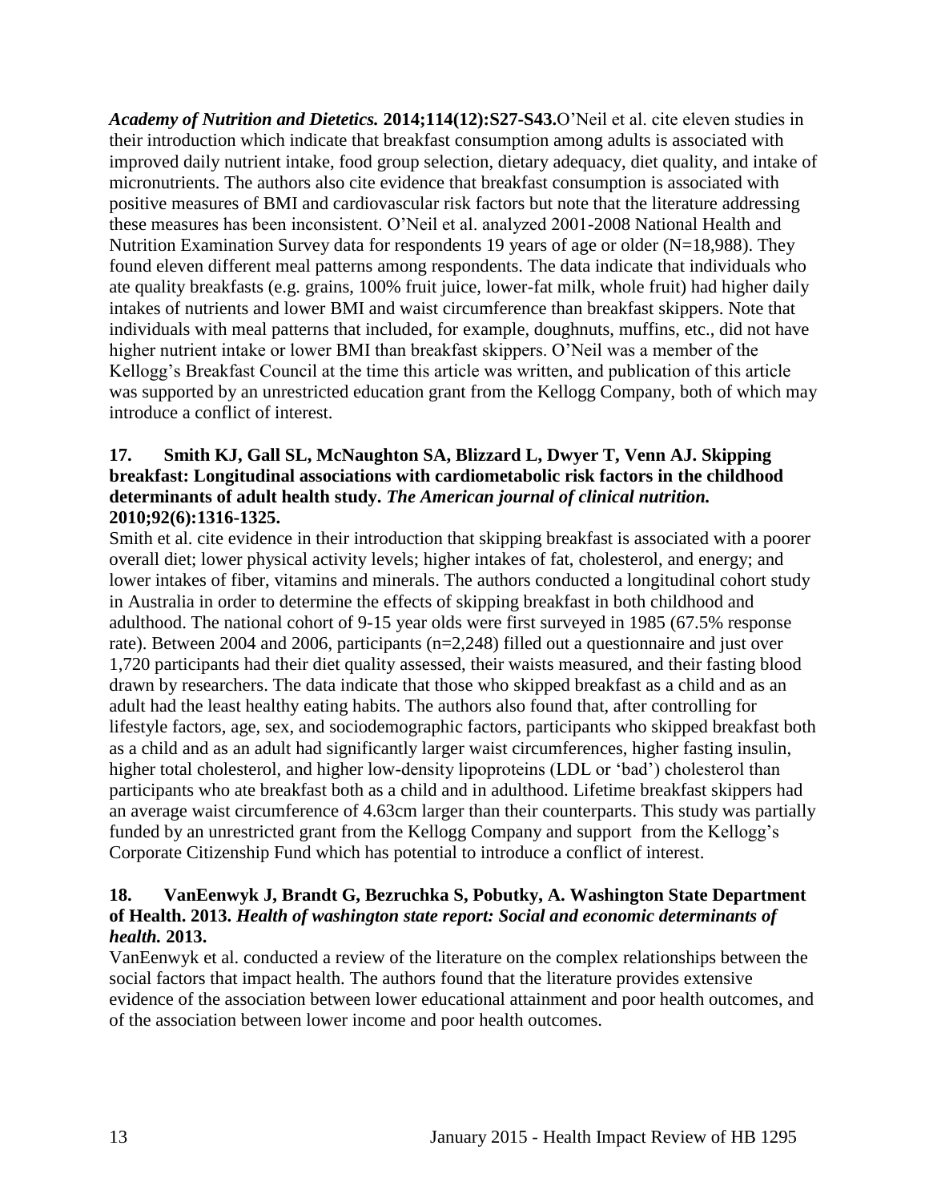***Academy of Nutrition and Dietetics.* 2014;114(12):S27-S43.** O'Neil et al. cite eleven studies in their introduction which indicate that breakfast consumption among adults is associated with improved daily nutrient intake, food group selection, dietary adequacy, diet quality, and intake of micronutrients. The authors also cite evidence that breakfast consumption is associated with positive measures of BMI and cardiovascular risk factors but note that the literature addressing these measures has been inconsistent. O'Neil et al. analyzed 2001-2008 National Health and Nutrition Examination Survey data for respondents 19 years of age or older (N=18,988). They found eleven different meal patterns among respondents. The data indicate that individuals who ate quality breakfasts (e.g. grains, 100% fruit juice, lower-fat milk, whole fruit) had higher daily intakes of nutrients and lower BMI and waist circumference than breakfast skippers. Note that individuals with meal patterns that included, for example, doughnuts, muffins, etc., did not have higher nutrient intake or lower BMI than breakfast skippers. O'Neil was a member of the Kellogg's Breakfast Council at the time this article was written, and publication of this article was supported by an unrestricted education grant from the Kellogg Company, both of which may introduce a conflict of interest.

**17. Smith KJ, Gall SL, McNaughton SA, Blizzard L, Dwyer T, Venn AJ. Skipping breakfast: Longitudinal associations with cardiometabolic risk factors in the childhood determinants of adult health study. *The American journal of clinical nutrition.* 2010;92(6):1316-1325.**

Smith et al. cite evidence in their introduction that skipping breakfast is associated with a poorer overall diet; lower physical activity levels; higher intakes of fat, cholesterol, and energy; and lower intakes of fiber, vitamins and minerals. The authors conducted a longitudinal cohort study in Australia in order to determine the effects of skipping breakfast in both childhood and adulthood. The national cohort of 9-15 year olds were first surveyed in 1985 (67.5% response rate). Between 2004 and 2006, participants (n=2,248) filled out a questionnaire and just over 1,720 participants had their diet quality assessed, their waists measured, and their fasting blood drawn by researchers. The data indicate that those who skipped breakfast as a child and as an adult had the least healthy eating habits. The authors also found that, after controlling for lifestyle factors, age, sex, and sociodemographic factors, participants who skipped breakfast both as a child and as an adult had significantly larger waist circumferences, higher fasting insulin, higher total cholesterol, and higher low-density lipoproteins (LDL or 'bad') cholesterol than participants who ate breakfast both as a child and in adulthood. Lifetime breakfast skippers had an average waist circumference of 4.63cm larger than their counterparts. This study was partially funded by an unrestricted grant from the Kellogg Company and support from the Kellogg's Corporate Citizenship Fund which has potential to introduce a conflict of interest.

**18. VanEenwyk J, Brandt G, Bezruchka S, Pobutky, A. Washington State Department of Health. 2013. *Health of washington state report: Social and economic determinants of health.* 2013.**

VanEenwyk et al. conducted a review of the literature on the complex relationships between the social factors that impact health. The authors found that the literature provides extensive evidence of the association between lower educational attainment and poor health outcomes, and of the association between lower income and poor health outcomes.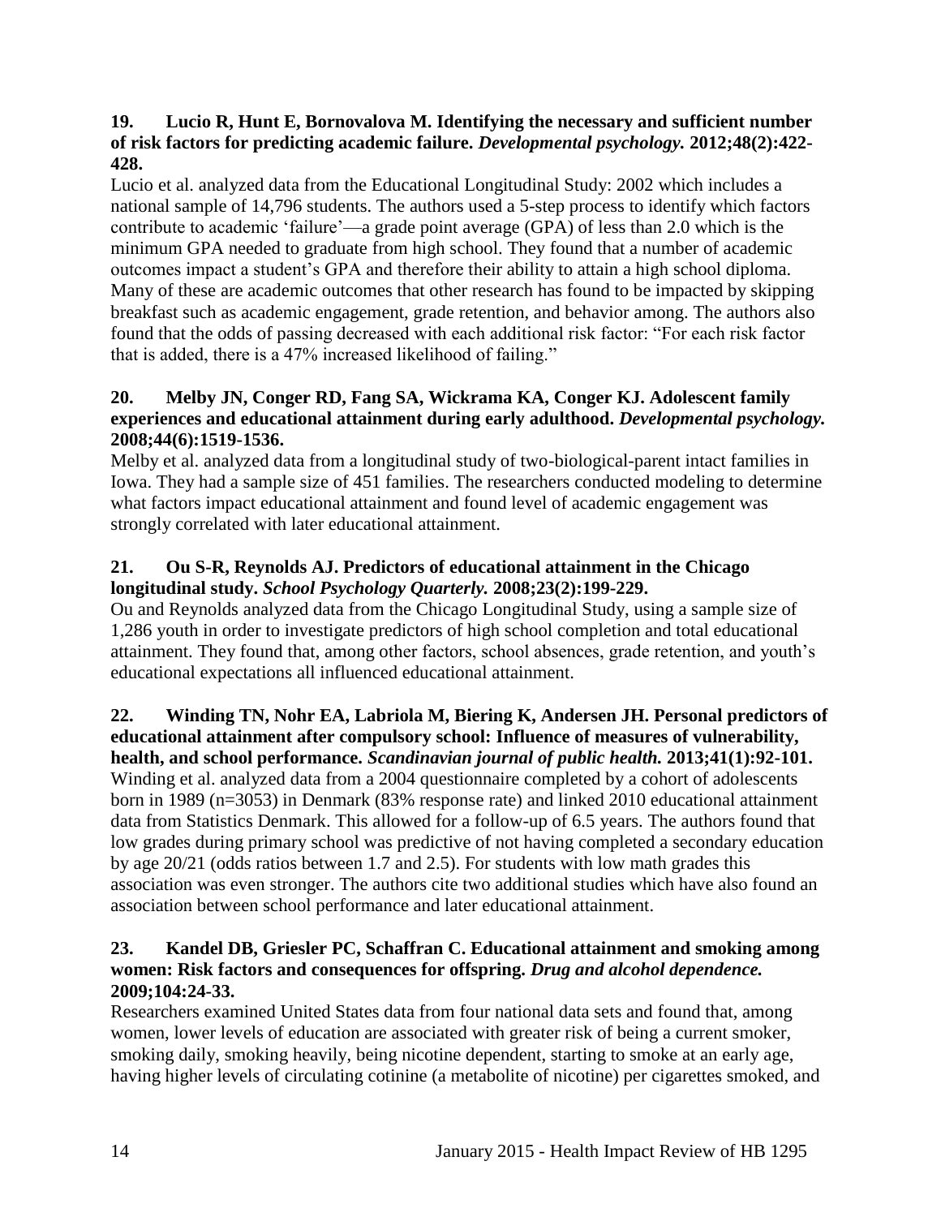**19. Lucio R, Hunt E, Bornovalova M. Identifying the necessary and sufficient number of risk factors for predicting academic failure. *Developmental psychology.* 2012;48(2):422-428.**

Lucio et al. analyzed data from the Educational Longitudinal Study: 2002 which includes a national sample of 14,796 students. The authors used a 5-step process to identify which factors contribute to academic 'failure'—a grade point average (GPA) of less than 2.0 which is the minimum GPA needed to graduate from high school. They found that a number of academic outcomes impact a student's GPA and therefore their ability to attain a high school diploma. Many of these are academic outcomes that other research has found to be impacted by skipping breakfast such as academic engagement, grade retention, and behavior among. The authors also found that the odds of passing decreased with each additional risk factor: "For each risk factor that is added, there is a 47% increased likelihood of failing."

**20. Melby JN, Conger RD, Fang SA, Wickrama KA, Conger KJ. Adolescent family experiences and educational attainment during early adulthood. *Developmental psychology.* 2008;44(6):1519-1536.**

Melby et al. analyzed data from a longitudinal study of two-biological-parent intact families in Iowa. They had a sample size of 451 families. The researchers conducted modeling to determine what factors impact educational attainment and found level of academic engagement was strongly correlated with later educational attainment.

**21. Ou S-R, Reynolds AJ. Predictors of educational attainment in the Chicago longitudinal study. *School Psychology Quarterly.* 2008;23(2):199-229.**

Ou and Reynolds analyzed data from the Chicago Longitudinal Study, using a sample size of 1,286 youth in order to investigate predictors of high school completion and total educational attainment. They found that, among other factors, school absences, grade retention, and youth's educational expectations all influenced educational attainment.

**22. Winding TN, Nohr EA, Labriola M, Biering K, Andersen JH. Personal predictors of educational attainment after compulsory school: Influence of measures of vulnerability, health, and school performance. *Scandinavian journal of public health.* 2013;41(1):92-101.**

Winding et al. analyzed data from a 2004 questionnaire completed by a cohort of adolescents born in 1989 (n=3053) in Denmark (83% response rate) and linked 2010 educational attainment data from Statistics Denmark. This allowed for a follow-up of 6.5 years. The authors found that low grades during primary school was predictive of not having completed a secondary education by age 20/21 (odds ratios between 1.7 and 2.5). For students with low math grades this association was even stronger. The authors cite two additional studies which have also found an association between school performance and later educational attainment.

**23. Kandel DB, Griesler PC, Schaffran C. Educational attainment and smoking among women: Risk factors and consequences for offspring. *Drug and alcohol dependence.* 2009;104:24-33.**

Researchers examined United States data from four national data sets and found that, among women, lower levels of education are associated with greater risk of being a current smoker, smoking daily, smoking heavily, being nicotine dependent, starting to smoke at an early age, having higher levels of circulating cotinine (a metabolite of nicotine) per cigarettes smoked, and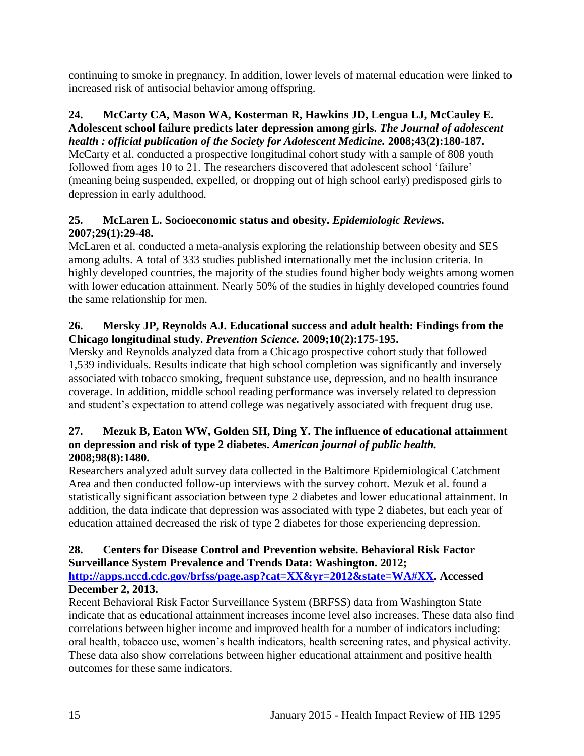continuing to smoke in pregnancy. In addition, lower levels of maternal education were linked to increased risk of antisocial behavior among offspring.

**24. McCarty CA, Mason WA, Kosterman R, Hawkins JD, Lengua LJ, McCauley E. Adolescent school failure predicts later depression among girls. *The Journal of adolescent health : official publication of the Society for Adolescent Medicine.* 2008;43(2):180-187.**
McCarty et al. conducted a prospective longitudinal cohort study with a sample of 808 youth followed from ages 10 to 21. The researchers discovered that adolescent school 'failure' (meaning being suspended, expelled, or dropping out of high school early) predisposed girls to depression in early adulthood.

**25. McLaren L. Socioeconomic status and obesity. *Epidemiologic Reviews.* 2007;29(1):29-48.**
McLaren et al. conducted a meta-analysis exploring the relationship between obesity and SES among adults. A total of 333 studies published internationally met the inclusion criteria. In highly developed countries, the majority of the studies found higher body weights among women with lower education attainment. Nearly 50% of the studies in highly developed countries found the same relationship for men.

**26. Mersky JP, Reynolds AJ. Educational success and adult health: Findings from the Chicago longitudinal study. *Prevention Science.* 2009;10(2):175-195.**
Mersky and Reynolds analyzed data from a Chicago prospective cohort study that followed 1,539 individuals. Results indicate that high school completion was significantly and inversely associated with tobacco smoking, frequent substance use, depression, and no health insurance coverage. In addition, middle school reading performance was inversely related to depression and student's expectation to attend college was negatively associated with frequent drug use.

**27. Mezuk B, Eaton WW, Golden SH, Ding Y. The influence of educational attainment on depression and risk of type 2 diabetes. *American journal of public health.* 2008;98(8):1480.**
Researchers analyzed adult survey data collected in the Baltimore Epidemiological Catchment Area and then conducted follow-up interviews with the survey cohort. Mezuk et al. found a statistically significant association between type 2 diabetes and lower educational attainment. In addition, the data indicate that depression was associated with type 2 diabetes, but each year of education attained decreased the risk of type 2 diabetes for those experiencing depression.

**28. Centers for Disease Control and Prevention website. Behavioral Risk Factor Surveillance System Prevalence and Trends Data: Washington. 2012; [http://apps.nccd.cdc.gov/brfss/page.asp?cat=XX&yr=2012&state=WA#XX](http://apps.nccd.cdc.gov/brfss/page.asp?cat=XX&yr=2012&state=WA#XX). Accessed December 2, 2013.**
Recent Behavioral Risk Factor Surveillance System (BRFSS) data from Washington State indicate that as educational attainment increases income level also increases. These data also find correlations between higher income and improved health for a number of indicators including: oral health, tobacco use, women's health indicators, health screening rates, and physical activity. These data also show correlations between higher educational attainment and positive health outcomes for these same indicators.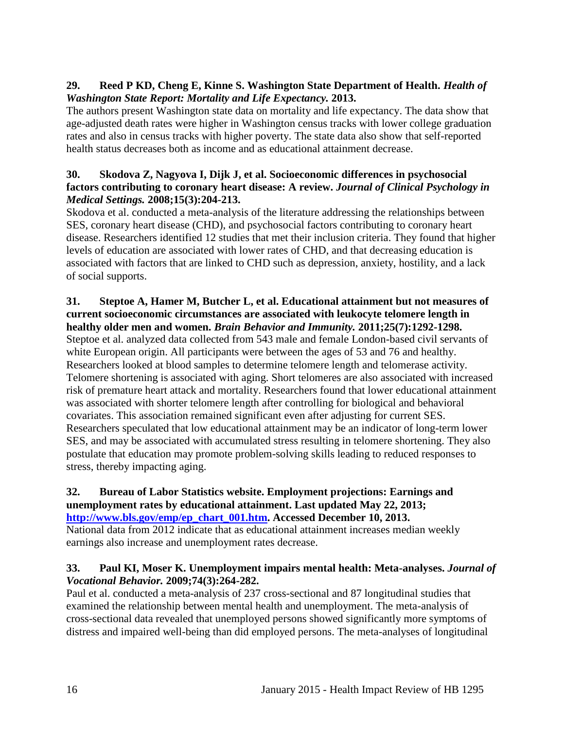**29. Reed P KD, Cheng E, Kinne S. Washington State Department of Health.** ***Health of Washington State Report: Mortality and Life Expectancy.*** **2013.**

The authors present Washington state data on mortality and life expectancy. The data show that age-adjusted death rates were higher in Washington census tracks with lower college graduation rates and also in census tracks with higher poverty. The state data also show that self-reported health status decreases both as income and as educational attainment decrease.

**30. Skodova Z, Nagyova I, Dijk J, et al. Socioeconomic differences in psychosocial factors contributing to coronary heart disease: A review.** ***Journal of Clinical Psychology in Medical Settings.*** **2008;15(3):204-213.**

Skodova et al. conducted a meta-analysis of the literature addressing the relationships between SES, coronary heart disease (CHD), and psychosocial factors contributing to coronary heart disease. Researchers identified 12 studies that met their inclusion criteria. They found that higher levels of education are associated with lower rates of CHD, and that decreasing education is associated with factors that are linked to CHD such as depression, anxiety, hostility, and a lack of social supports.

**31. Steptoe A, Hamer M, Butcher L, et al. Educational attainment but not measures of current socioeconomic circumstances are associated with leukocyte telomere length in healthy older men and women.** ***Brain Behavior and Immunity.*** **2011;25(7):1292-1298.**

Steptoe et al. analyzed data collected from 543 male and female London-based civil servants of white European origin. All participants were between the ages of 53 and 76 and healthy. Researchers looked at blood samples to determine telomere length and telomerase activity. Telomere shortening is associated with aging. Short telomeres are also associated with increased risk of premature heart attack and mortality. Researchers found that lower educational attainment was associated with shorter telomere length after controlling for biological and behavioral covariates. This association remained significant even after adjusting for current SES. Researchers speculated that low educational attainment may be an indicator of long-term lower SES, and may be associated with accumulated stress resulting in telomere shortening. They also postulate that education may promote problem-solving skills leading to reduced responses to stress, thereby impacting aging.

**32. Bureau of Labor Statistics website. Employment projections: Earnings and unemployment rates by educational attainment. Last updated May 22, 2013; [http://www.bls.gov/emp/ep_chart_001.htm](http://www.bls.gov/emp/ep_chart_001.htm). Accessed December 10, 2013.**

National data from 2012 indicate that as educational attainment increases median weekly earnings also increase and unemployment rates decrease.

**33. Paul KI, Moser K. Unemployment impairs mental health: Meta-analyses.** ***Journal of Vocational Behavior.*** **2009;74(3):264-282.**

Paul et al. conducted a meta-analysis of 237 cross-sectional and 87 longitudinal studies that examined the relationship between mental health and unemployment. The meta-analysis of cross-sectional data revealed that unemployed persons showed significantly more symptoms of distress and impaired well-being than did employed persons. The meta-analyses of longitudinal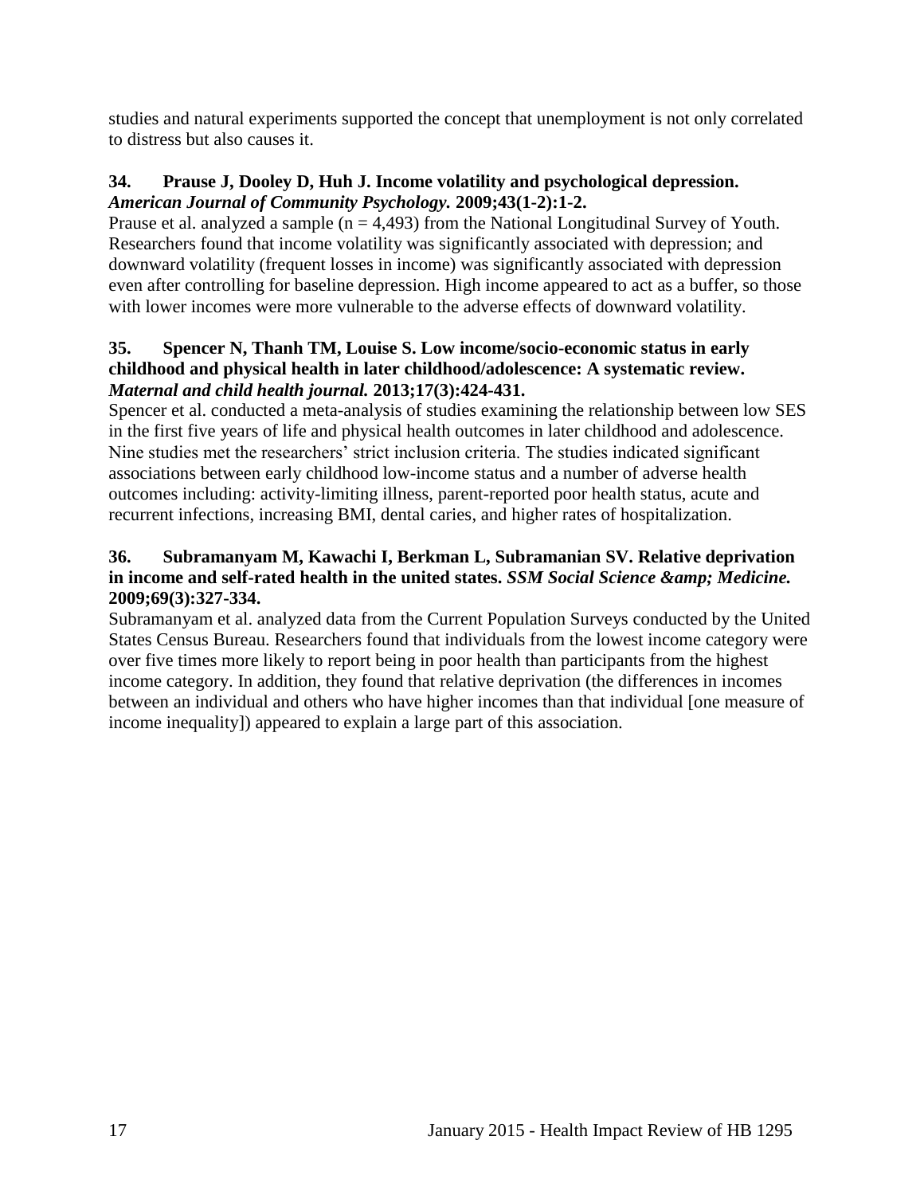studies and natural experiments supported the concept that unemployment is not only correlated to distress but also causes it.

**34. Prause J, Dooley D, Huh J. Income volatility and psychological depression.** ***American Journal of Community Psychology.*** **2009;43(1-2):1-2.**

Prause et al. analyzed a sample (n = 4,493) from the National Longitudinal Survey of Youth. Researchers found that income volatility was significantly associated with depression; and downward volatility (frequent losses in income) was significantly associated with depression even after controlling for baseline depression. High income appeared to act as a buffer, so those with lower incomes were more vulnerable to the adverse effects of downward volatility.

**35. Spencer N, Thanh TM, Louise S. Low income/socio-economic status in early childhood and physical health in later childhood/adolescence: A systematic review.** ***Maternal and child health journal.*** **2013;17(3):424-431.**

Spencer et al. conducted a meta-analysis of studies examining the relationship between low SES in the first five years of life and physical health outcomes in later childhood and adolescence. Nine studies met the researchers' strict inclusion criteria. The studies indicated significant associations between early childhood low-income status and a number of adverse health outcomes including: activity-limiting illness, parent-reported poor health status, acute and recurrent infections, increasing BMI, dental caries, and higher rates of hospitalization.

**36. Subramanyam M, Kawachi I, Berkman L, Subramanian SV. Relative deprivation in income and self-rated health in the united states.** ***SSM Social Science &amp; Medicine.*** **2009;69(3):327-334.**

Subramanyam et al. analyzed data from the Current Population Surveys conducted by the United States Census Bureau. Researchers found that individuals from the lowest income category were over five times more likely to report being in poor health than participants from the highest income category. In addition, they found that relative deprivation (the differences in incomes between an individual and others who have higher incomes than that individual [one measure of income inequality]) appeared to explain a large part of this association.